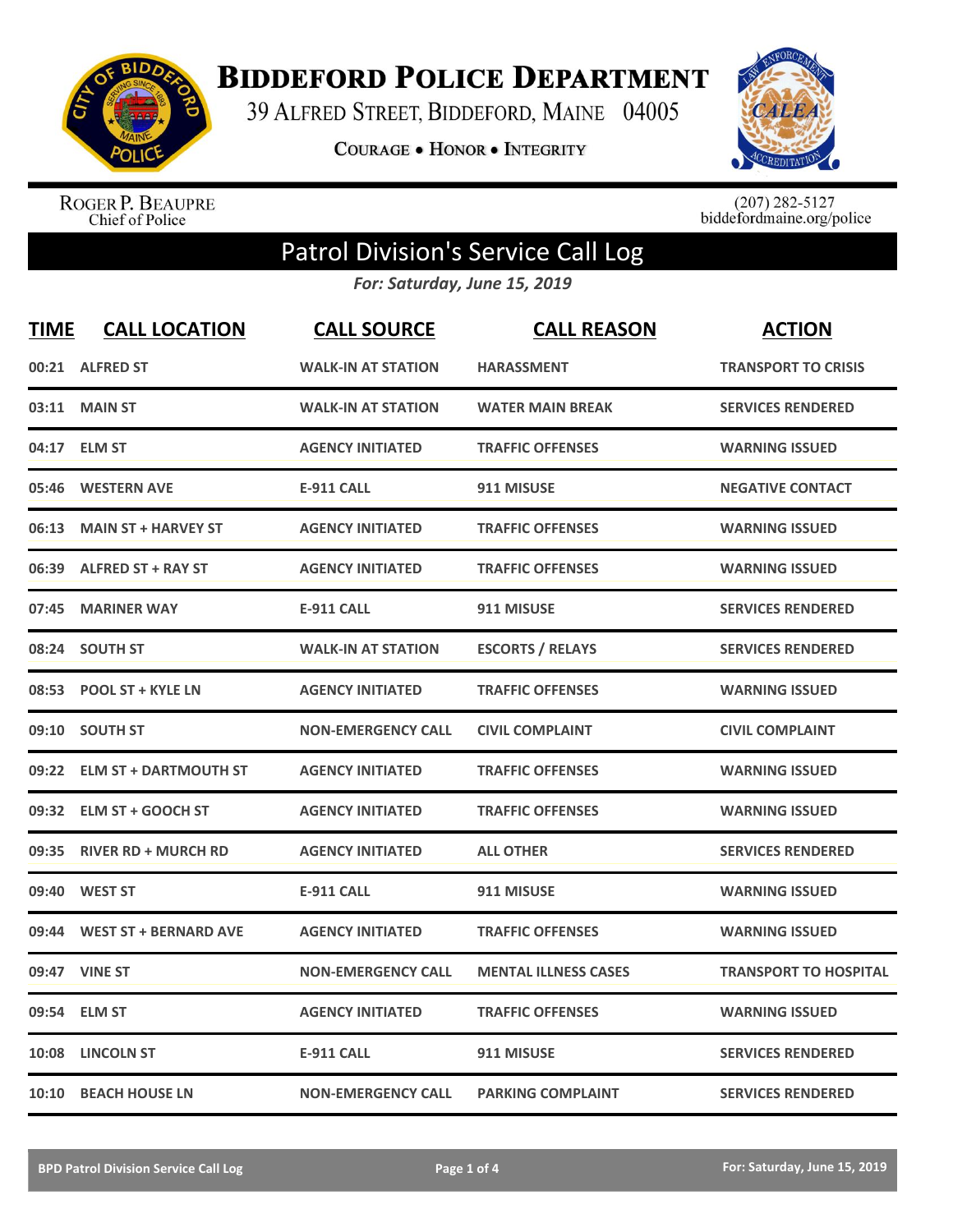# Biddeford Police Department

39 Alfred Street, Biddeford, Maine 04005

Courage • Honor • Integrity

Roger P. Beaupre
Chief of Police

(207) 282-5127
biddefordmaine.org/police

## Patrol Division's Service Call Log

*For: Saturday, June 15, 2019*

| TIME | CALL LOCATION | CALL SOURCE | CALL REASON | ACTION |
|---|---|---|---|---|
| 00:21 | ALFRED ST | WALK-IN AT STATION | HARASSMENT | TRANSPORT TO CRISIS |
| 03:11 | MAIN ST | WALK-IN AT STATION | WATER MAIN BREAK | SERVICES RENDERED |
| 04:17 | ELM ST | AGENCY INITIATED | TRAFFIC OFFENSES | WARNING ISSUED |
| 05:46 | WESTERN AVE | E-911 CALL | 911 MISUSE | NEGATIVE CONTACT |
| 06:13 | MAIN ST + HARVEY ST | AGENCY INITIATED | TRAFFIC OFFENSES | WARNING ISSUED |
| 06:39 | ALFRED ST + RAY ST | AGENCY INITIATED | TRAFFIC OFFENSES | WARNING ISSUED |
| 07:45 | MARINER WAY | E-911 CALL | 911 MISUSE | SERVICES RENDERED |
| 08:24 | SOUTH ST | WALK-IN AT STATION | ESCORTS / RELAYS | SERVICES RENDERED |
| 08:53 | POOL ST + KYLE LN | AGENCY INITIATED | TRAFFIC OFFENSES | WARNING ISSUED |
| 09:10 | SOUTH ST | NON-EMERGENCY CALL | CIVIL COMPLAINT | CIVIL COMPLAINT |
| 09:22 | ELM ST + DARTMOUTH ST | AGENCY INITIATED | TRAFFIC OFFENSES | WARNING ISSUED |
| 09:32 | ELM ST + GOOCH ST | AGENCY INITIATED | TRAFFIC OFFENSES | WARNING ISSUED |
| 09:35 | RIVER RD + MURCH RD | AGENCY INITIATED | ALL OTHER | SERVICES RENDERED |
| 09:40 | WEST ST | E-911 CALL | 911 MISUSE | WARNING ISSUED |
| 09:44 | WEST ST + BERNARD AVE | AGENCY INITIATED | TRAFFIC OFFENSES | WARNING ISSUED |
| 09:47 | VINE ST | NON-EMERGENCY CALL | MENTAL ILLNESS CASES | TRANSPORT TO HOSPITAL |
| 09:54 | ELM ST | AGENCY INITIATED | TRAFFIC OFFENSES | WARNING ISSUED |
| 10:08 | LINCOLN ST | E-911 CALL | 911 MISUSE | SERVICES RENDERED |
| 10:10 | BEACH HOUSE LN | NON-EMERGENCY CALL | PARKING COMPLAINT | SERVICES RENDERED |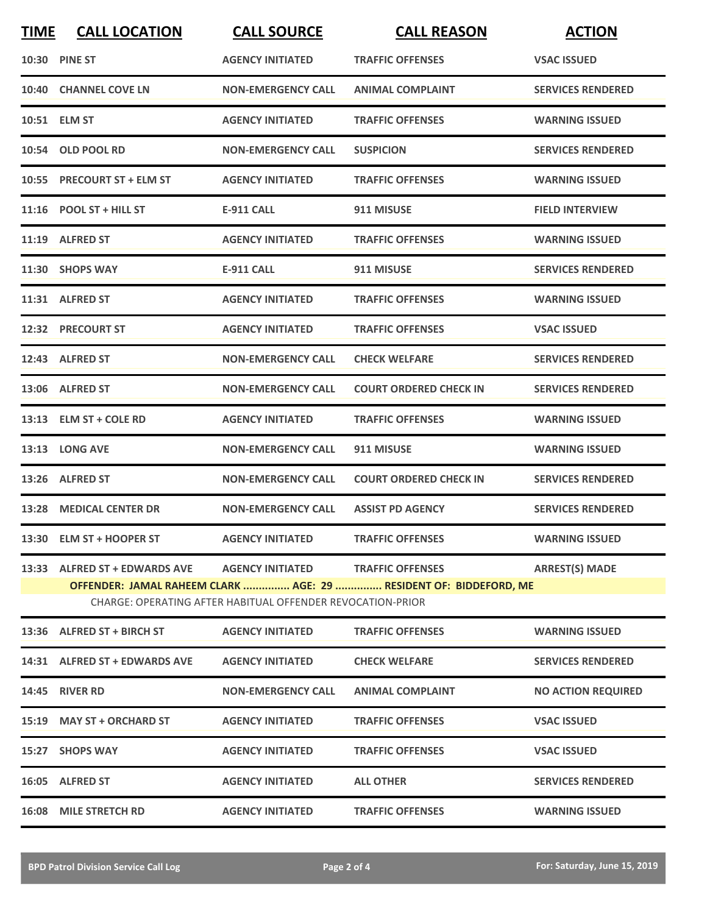| TIME | CALL LOCATION | CALL SOURCE | CALL REASON | ACTION |
|---|---|---|---|---|
| 10:30 | PINE ST | AGENCY INITIATED | TRAFFIC OFFENSES | VSAC ISSUED |
| 10:40 | CHANNEL COVE LN | NON-EMERGENCY CALL | ANIMAL COMPLAINT | SERVICES RENDERED |
| 10:51 | ELM ST | AGENCY INITIATED | TRAFFIC OFFENSES | WARNING ISSUED |
| 10:54 | OLD POOL RD | NON-EMERGENCY CALL | SUSPICION | SERVICES RENDERED |
| 10:55 | PRECOURT ST + ELM ST | AGENCY INITIATED | TRAFFIC OFFENSES | WARNING ISSUED |
| 11:16 | POOL ST + HILL ST | E-911 CALL | 911 MISUSE | FIELD INTERVIEW |
| 11:19 | ALFRED ST | AGENCY INITIATED | TRAFFIC OFFENSES | WARNING ISSUED |
| 11:30 | SHOPS WAY | E-911 CALL | 911 MISUSE | SERVICES RENDERED |
| 11:31 | ALFRED ST | AGENCY INITIATED | TRAFFIC OFFENSES | WARNING ISSUED |
| 12:32 | PRECOURT ST | AGENCY INITIATED | TRAFFIC OFFENSES | VSAC ISSUED |
| 12:43 | ALFRED ST | NON-EMERGENCY CALL | CHECK WELFARE | SERVICES RENDERED |
| 13:06 | ALFRED ST | NON-EMERGENCY CALL | COURT ORDERED CHECK IN | SERVICES RENDERED |
| 13:13 | ELM ST + COLE RD | AGENCY INITIATED | TRAFFIC OFFENSES | WARNING ISSUED |
| 13:13 | LONG AVE | NON-EMERGENCY CALL | 911 MISUSE | WARNING ISSUED |
| 13:26 | ALFRED ST | NON-EMERGENCY CALL | COURT ORDERED CHECK IN | SERVICES RENDERED |
| 13:28 | MEDICAL CENTER DR | NON-EMERGENCY CALL | ASSIST PD AGENCY | SERVICES RENDERED |
| 13:30 | ELM ST + HOOPER ST | AGENCY INITIATED | TRAFFIC OFFENSES | WARNING ISSUED |
| 13:33 | ALFRED ST + EDWARDS AVE | AGENCY INITIATED | TRAFFIC OFFENSES | ARREST(S) MADE |
| | **OFFENDER: JAMAL RAHEEM CLARK ............... AGE: 29 ............... RESIDENT OF: BIDDEFORD, ME** | | | |
| | CHARGE: OPERATING AFTER HABITUAL OFFENDER REVOCATION-PRIOR | | | |
| 13:36 | ALFRED ST + BIRCH ST | AGENCY INITIATED | TRAFFIC OFFENSES | WARNING ISSUED |
| 14:31 | ALFRED ST + EDWARDS AVE | AGENCY INITIATED | CHECK WELFARE | SERVICES RENDERED |
| 14:45 | RIVER RD | NON-EMERGENCY CALL | ANIMAL COMPLAINT | NO ACTION REQUIRED |
| 15:19 | MAY ST + ORCHARD ST | AGENCY INITIATED | TRAFFIC OFFENSES | VSAC ISSUED |
| 15:27 | SHOPS WAY | AGENCY INITIATED | TRAFFIC OFFENSES | VSAC ISSUED |
| 16:05 | ALFRED ST | AGENCY INITIATED | ALL OTHER | SERVICES RENDERED |
| 16:08 | MILE STRETCH RD | AGENCY INITIATED | TRAFFIC OFFENSES | WARNING ISSUED |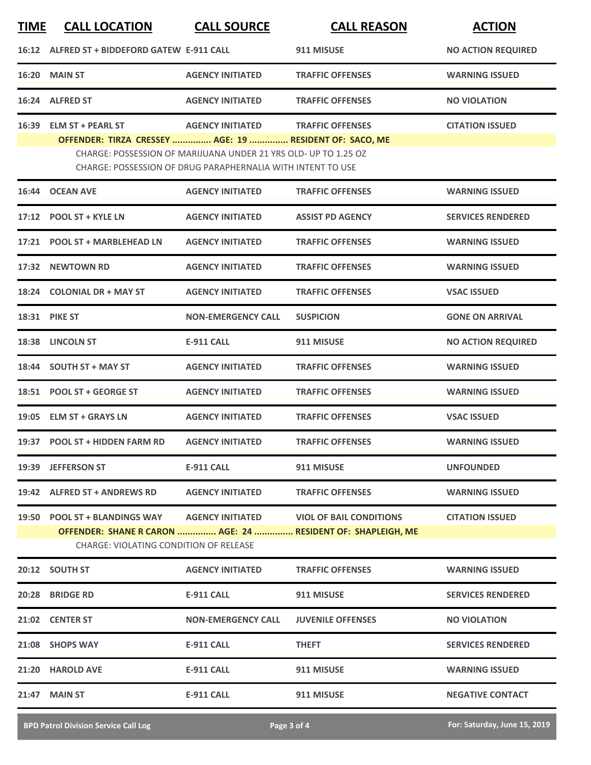| TIME | CALL LOCATION | CALL SOURCE | CALL REASON | ACTION |
|---|---|---|---|---|
| 16:12 | ALFRED ST + BIDDEFORD GATEW | E-911 CALL | 911 MISUSE | NO ACTION REQUIRED |
| 16:20 | MAIN ST | AGENCY INITIATED | TRAFFIC OFFENSES | WARNING ISSUED |
| 16:24 | ALFRED ST | AGENCY INITIATED | TRAFFIC OFFENSES | NO VIOLATION |
| 16:39 | ELM ST + PEARL ST | AGENCY INITIATED | TRAFFIC OFFENSES | CITATION ISSUED |
| | OFFENDER: TIRZA CRESSEY ............... AGE: 19 ............... RESIDENT OF: SACO, ME | | | |
| | CHARGE: POSSESSION OF MARIJUANA UNDER 21 YRS OLD- UP TO 1.25 OZ | | | |
| | CHARGE: POSSESSION OF DRUG PARAPHERNALIA WITH INTENT TO USE | | | |
| 16:44 | OCEAN AVE | AGENCY INITIATED | TRAFFIC OFFENSES | WARNING ISSUED |
| 17:12 | POOL ST + KYLE LN | AGENCY INITIATED | ASSIST PD AGENCY | SERVICES RENDERED |
| 17:21 | POOL ST + MARBLEHEAD LN | AGENCY INITIATED | TRAFFIC OFFENSES | WARNING ISSUED |
| 17:32 | NEWTOWN RD | AGENCY INITIATED | TRAFFIC OFFENSES | WARNING ISSUED |
| 18:24 | COLONIAL DR + MAY ST | AGENCY INITIATED | TRAFFIC OFFENSES | VSAC ISSUED |
| 18:31 | PIKE ST | NON-EMERGENCY CALL | SUSPICION | GONE ON ARRIVAL |
| 18:38 | LINCOLN ST | E-911 CALL | 911 MISUSE | NO ACTION REQUIRED |
| 18:44 | SOUTH ST + MAY ST | AGENCY INITIATED | TRAFFIC OFFENSES | WARNING ISSUED |
| 18:51 | POOL ST + GEORGE ST | AGENCY INITIATED | TRAFFIC OFFENSES | WARNING ISSUED |
| 19:05 | ELM ST + GRAYS LN | AGENCY INITIATED | TRAFFIC OFFENSES | VSAC ISSUED |
| 19:37 | POOL ST + HIDDEN FARM RD | AGENCY INITIATED | TRAFFIC OFFENSES | WARNING ISSUED |
| 19:39 | JEFFERSON ST | E-911 CALL | 911 MISUSE | UNFOUNDED |
| 19:42 | ALFRED ST + ANDREWS RD | AGENCY INITIATED | TRAFFIC OFFENSES | WARNING ISSUED |
| 19:50 | POOL ST + BLANDINGS WAY | AGENCY INITIATED | VIOL OF BAIL CONDITIONS | CITATION ISSUED |
| | OFFENDER: SHANE R CARON ............... AGE: 24 ............... RESIDENT OF: SHAPLEIGH, ME | | | |
| | CHARGE: VIOLATING CONDITION OF RELEASE | | | |
| 20:12 | SOUTH ST | AGENCY INITIATED | TRAFFIC OFFENSES | WARNING ISSUED |
| 20:28 | BRIDGE RD | E-911 CALL | 911 MISUSE | SERVICES RENDERED |
| 21:02 | CENTER ST | NON-EMERGENCY CALL | JUVENILE OFFENSES | NO VIOLATION |
| 21:08 | SHOPS WAY | E-911 CALL | THEFT | SERVICES RENDERED |
| 21:20 | HAROLD AVE | E-911 CALL | 911 MISUSE | WARNING ISSUED |
| 21:47 | MAIN ST | E-911 CALL | 911 MISUSE | NEGATIVE CONTACT |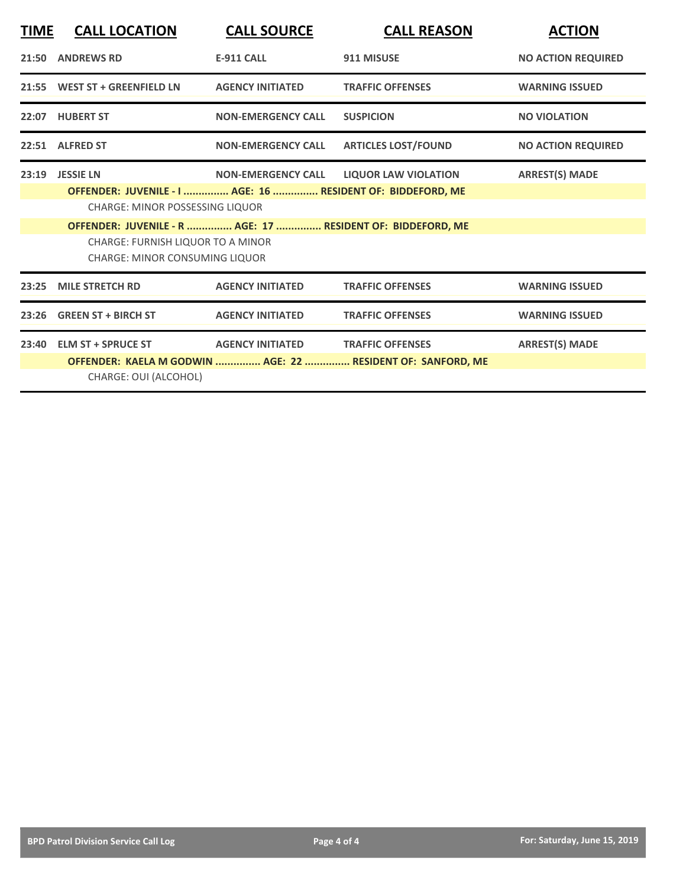| TIME | CALL LOCATION | CALL SOURCE | CALL REASON | ACTION |
|---|---|---|---|---|
| 21:50 | ANDREWS RD | E-911 CALL | 911 MISUSE | NO ACTION REQUIRED |
| 21:55 | WEST ST + GREENFIELD LN | AGENCY INITIATED | TRAFFIC OFFENSES | WARNING ISSUED |
| 22:07 | HUBERT ST | NON-EMERGENCY CALL | SUSPICION | NO VIOLATION |
| 22:51 | ALFRED ST | NON-EMERGENCY CALL | ARTICLES LOST/FOUND | NO ACTION REQUIRED |
| 23:19 | JESSIE LN | NON-EMERGENCY CALL | LIQUOR LAW VIOLATION | ARREST(S) MADE |
| | OFFENDER: JUVENILE - I ............... AGE: 16 ............... RESIDENT OF: BIDDEFORD, ME | | | |
| | CHARGE: MINOR POSSESSING LIQUOR | | | |
| | OFFENDER: JUVENILE - R ............... AGE: 17 ............... RESIDENT OF: BIDDEFORD, ME | | | |
| | CHARGE: FURNISH LIQUOR TO A MINOR | | | |
| | CHARGE: MINOR CONSUMING LIQUOR | | | |
| 23:25 | MILE STRETCH RD | AGENCY INITIATED | TRAFFIC OFFENSES | WARNING ISSUED |
| 23:26 | GREEN ST + BIRCH ST | AGENCY INITIATED | TRAFFIC OFFENSES | WARNING ISSUED |
| 23:40 | ELM ST + SPRUCE ST | AGENCY INITIATED | TRAFFIC OFFENSES | ARREST(S) MADE |
| | OFFENDER: KAELA M GODWIN ............... AGE: 22 ............... RESIDENT OF: SANFORD, ME | | | |
| | CHARGE: OUI (ALCOHOL) | | | |